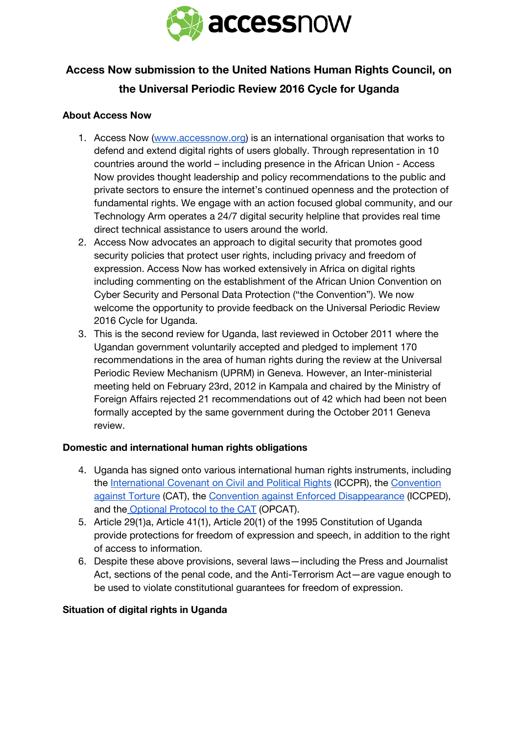# Access Now submission to the United Nations Human Rights Council, on the Universal Periodic Review 2016 Cycle for Uganda

## About Access Now

1. Access Now (www.accessnow.org) is an international organisation that works to defend and extend digital rights of users globally. Through representation in 10 countries around the world – including presence in the African Union - Access Now provides thought leadership and policy recommendations to the public and private sectors to ensure the internet's continued openness and the protection of fundamental rights. We engage with an action focused global community, and our Technology Arm operates a 24/7 digital security helpline that provides real time direct technical assistance to users around the world.
2. Access Now advocates an approach to digital security that promotes good security policies that protect user rights, including privacy and freedom of expression. Access Now has worked extensively in Africa on digital rights including commenting on the establishment of the African Union Convention on Cyber Security and Personal Data Protection ("the Convention"). We now welcome the opportunity to provide feedback on the Universal Periodic Review 2016 Cycle for Uganda.
3. This is the second review for Uganda, last reviewed in October 2011 where the Ugandan government voluntarily accepted and pledged to implement 170 recommendations in the area of human rights during the review at the Universal Periodic Review Mechanism (UPRM) in Geneva. However, an Inter-ministerial meeting held on February 23rd, 2012 in Kampala and chaired by the Ministry of Foreign Affairs rejected 21 recommendations out of 42 which had been not been formally accepted by the same government during the October 2011 Geneva review.

## Domestic and international human rights obligations

4. Uganda has signed onto various international human rights instruments, including the International Covenant on Civil and Political Rights (ICCPR), the Convention against Torture (CAT), the Convention against Enforced Disappearance (ICCPED), and the Optional Protocol to the CAT (OPCAT).
5. Article 29(1)a, Article 41(1), Article 20(1) of the 1995 Constitution of Uganda provide protections for freedom of expression and speech, in addition to the right of access to information.
6. Despite these above provisions, several laws—including the Press and Journalist Act, sections of the penal code, and the Anti-Terrorism Act—are vague enough to be used to violate constitutional guarantees for freedom of expression.

## Situation of digital rights in Uganda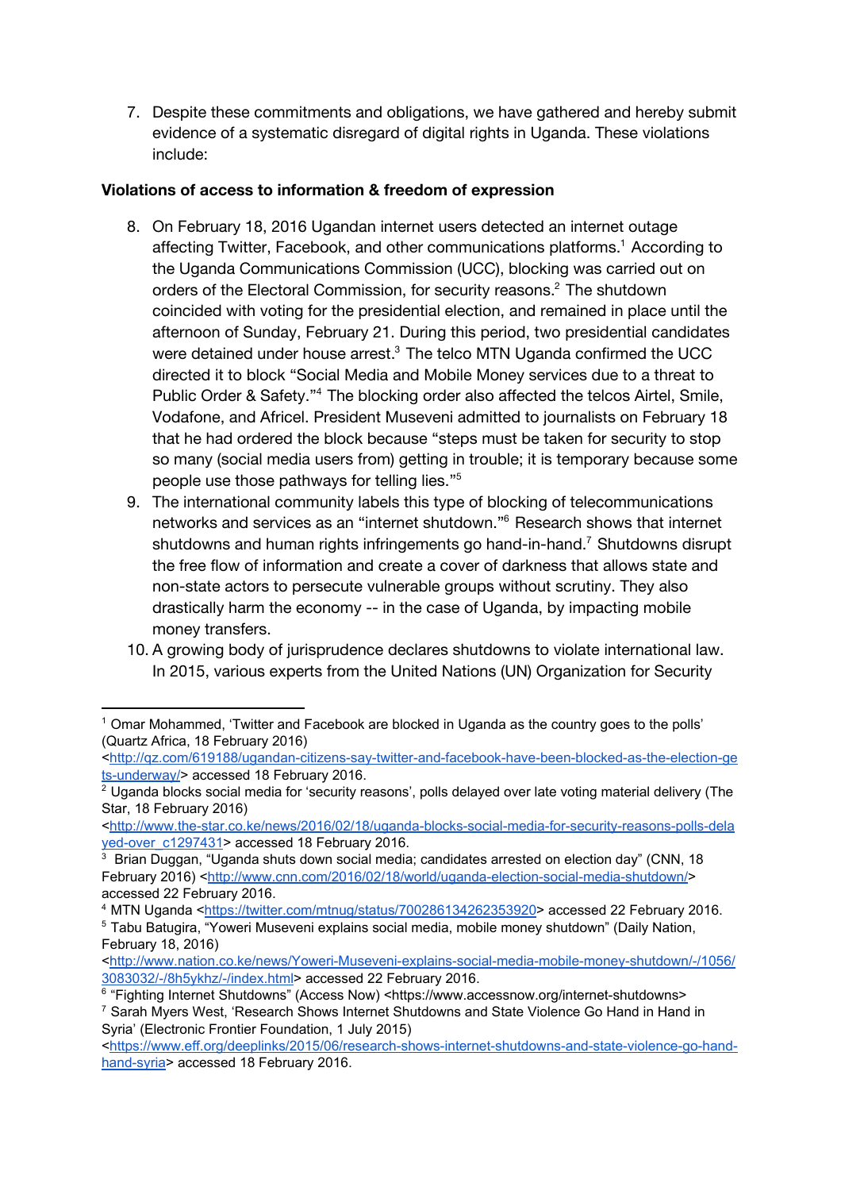7. Despite these commitments and obligations, we have gathered and hereby submit evidence of a systematic disregard of digital rights in Uganda. These violations include:

**Violations of access to information & freedom of expression**

8. On February 18, 2016 Ugandan internet users detected an internet outage affecting Twitter, Facebook, and other communications platforms.[1] According to the Uganda Communications Commission (UCC), blocking was carried out on orders of the Electoral Commission, for security reasons.[2] The shutdown coincided with voting for the presidential election, and remained in place until the afternoon of Sunday, February 21. During this period, two presidential candidates were detained under house arrest.[3] The telco MTN Uganda confirmed the UCC directed it to block "Social Media and Mobile Money services due to a threat to Public Order & Safety."[4] The blocking order also affected the telcos Airtel, Smile, Vodafone, and Africel. President Museveni admitted to journalists on February 18 that he had ordered the block because "steps must be taken for security to stop so many (social media users from) getting in trouble; it is temporary because some people use those pathways for telling lies."[5]
9. The international community labels this type of blocking of telecommunications networks and services as an "internet shutdown."[6] Research shows that internet shutdowns and human rights infringements go hand-in-hand.[7] Shutdowns disrupt the free flow of information and create a cover of darkness that allows state and non-state actors to persecute vulnerable groups without scrutiny. They also drastically harm the economy -- in the case of Uganda, by impacting mobile money transfers.
10. A growing body of jurisprudence declares shutdowns to violate international law. In 2015, various experts from the United Nations (UN) Organization for Security

---

[1] Omar Mohammed, 'Twitter and Facebook are blocked in Uganda as the country goes to the polls' (Quartz Africa, 18 February 2016) <http://qz.com/619188/ugandan-citizens-say-twitter-and-facebook-have-been-blocked-as-the-election-gets-underway/> accessed 18 February 2016.

[2] Uganda blocks social media for 'security reasons', polls delayed over late voting material delivery (The Star, 18 February 2016) <http://www.the-star.co.ke/news/2016/02/18/uganda-blocks-social-media-for-security-reasons-polls-delayed-over_c1297431> accessed 18 February 2016.

[3] Brian Duggan, "Uganda shuts down social media; candidates arrested on election day" (CNN, 18 February 2016) <http://www.cnn.com/2016/02/18/world/uganda-election-social-media-shutdown/> accessed 22 February 2016.

[4] MTN Uganda <https://twitter.com/mtnug/status/700286134262353920> accessed 22 February 2016.

[5] Tabu Batugira, "Yoweri Museveni explains social media, mobile money shutdown" (Daily Nation, February 18, 2016) <http://www.nation.co.ke/news/Yoweri-Museveni-explains-social-media-mobile-money-shutdown/-/1056/3083032/-/8h5ykhz/-/index.html> accessed 22 February 2016.

[6] "Fighting Internet Shutdowns" (Access Now) <https://www.accessnow.org/internet-shutdowns>

[7] Sarah Myers West, 'Research Shows Internet Shutdowns and State Violence Go Hand in Hand in Syria' (Electronic Frontier Foundation, 1 July 2015) <https://www.eff.org/deeplinks/2015/06/research-shows-internet-shutdowns-and-state-violence-go-hand-hand-syria> accessed 18 February 2016.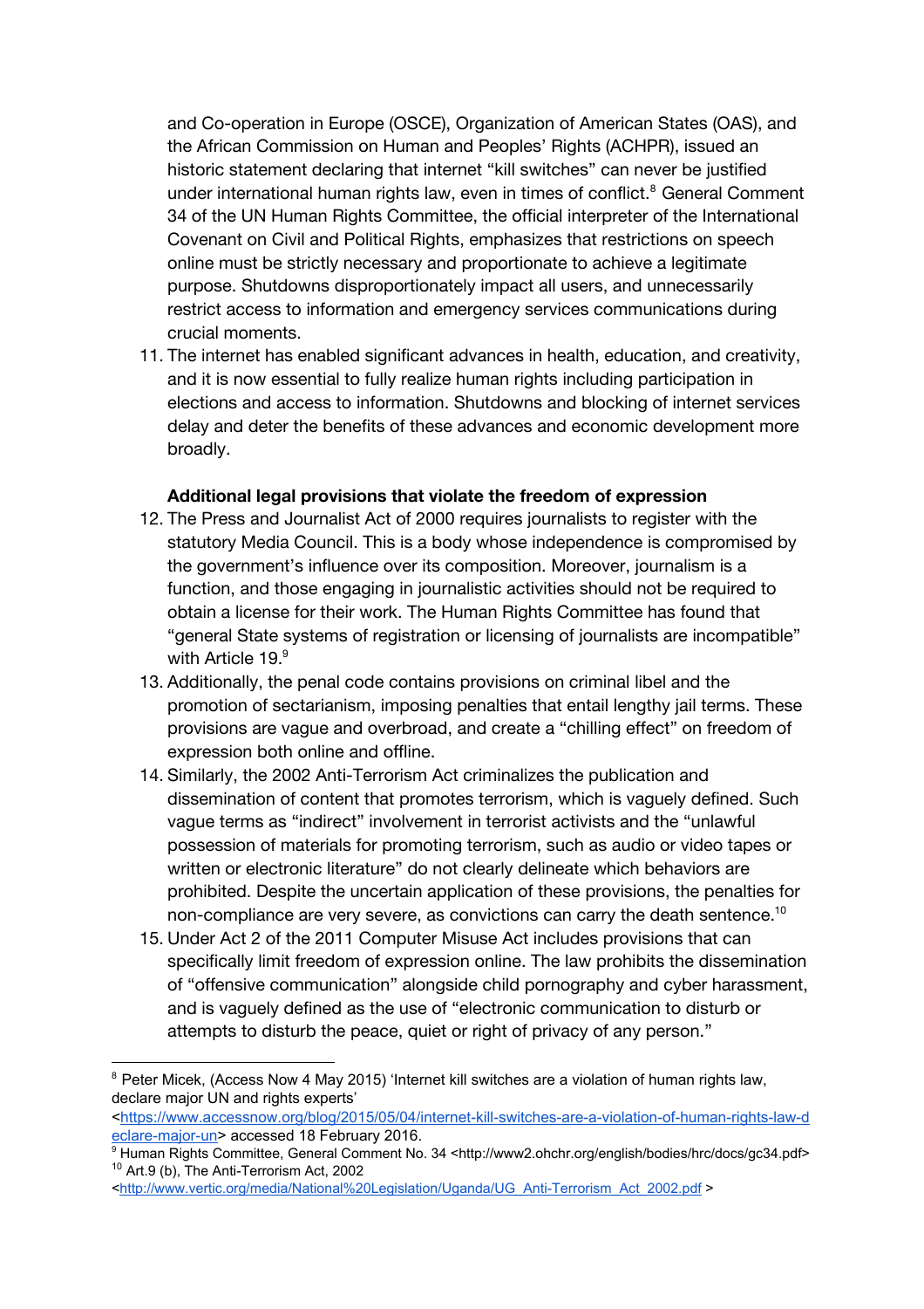and Co-operation in Europe (OSCE), Organization of American States (OAS), and the African Commission on Human and Peoples' Rights (ACHPR), issued an historic statement declaring that internet "kill switches" can never be justified under international human rights law, even in times of conflict.[8] General Comment 34 of the UN Human Rights Committee, the official interpreter of the International Covenant on Civil and Political Rights, emphasizes that restrictions on speech online must be strictly necessary and proportionate to achieve a legitimate purpose. Shutdowns disproportionately impact all users, and unnecessarily restrict access to information and emergency services communications during crucial moments.

11. The internet has enabled significant advances in health, education, and creativity, and it is now essential to fully realize human rights including participation in elections and access to information. Shutdowns and blocking of internet services delay and deter the benefits of these advances and economic development more broadly.

**Additional legal provisions that violate the freedom of expression**

12. The Press and Journalist Act of 2000 requires journalists to register with the statutory Media Council. This is a body whose independence is compromised by the government's influence over its composition. Moreover, journalism is a function, and those engaging in journalistic activities should not be required to obtain a license for their work. The Human Rights Committee has found that "general State systems of registration or licensing of journalists are incompatible" with Article 19.[9]
13. Additionally, the penal code contains provisions on criminal libel and the promotion of sectarianism, imposing penalties that entail lengthy jail terms. These provisions are vague and overbroad, and create a "chilling effect" on freedom of expression both online and offline.
14. Similarly, the 2002 Anti-Terrorism Act criminalizes the publication and dissemination of content that promotes terrorism, which is vaguely defined. Such vague terms as "indirect" involvement in terrorist activists and the "unlawful possession of materials for promoting terrorism, such as audio or video tapes or written or electronic literature" do not clearly delineate which behaviors are prohibited. Despite the uncertain application of these provisions, the penalties for non-compliance are very severe, as convictions can carry the death sentence.[10]
15. Under Act 2 of the 2011 Computer Misuse Act includes provisions that can specifically limit freedom of expression online. The law prohibits the dissemination of "offensive communication" alongside child pornography and cyber harassment, and is vaguely defined as the use of "electronic communication to disturb or attempts to disturb the peace, quiet or right of privacy of any person."

---

[8] Peter Micek, (Access Now 4 May 2015) 'Internet kill switches are a violation of human rights law, declare major UN and rights experts' <https://www.accessnow.org/blog/2015/05/04/internet-kill-switches-are-a-violation-of-human-rights-law-declare-major-un> accessed 18 February 2016.

[9] Human Rights Committee, General Comment No. 34 <http://www2.ohchr.org/english/bodies/hrc/docs/gc34.pdf>

[10] Art.9 (b), The Anti-Terrorism Act, 2002 <http://www.vertic.org/media/National%20Legislation/Uganda/UG_Anti-Terrorism_Act_2002.pdf >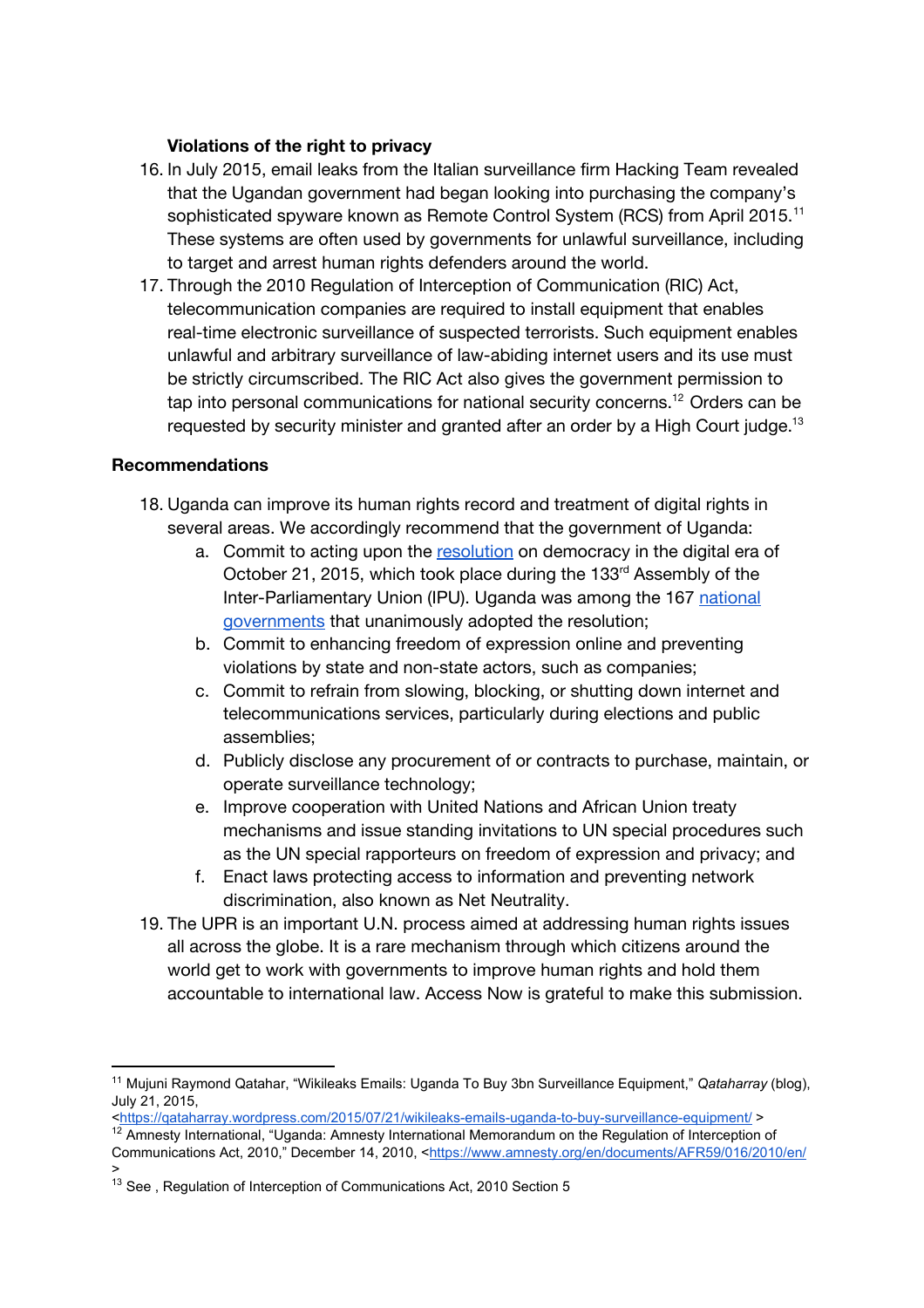**Violations of the right to privacy**

16. In July 2015, email leaks from the Italian surveillance firm Hacking Team revealed that the Ugandan government had began looking into purchasing the company's sophisticated spyware known as Remote Control System (RCS) from April 2015.[11] These systems are often used by governments for unlawful surveillance, including to target and arrest human rights defenders around the world.
17. Through the 2010 Regulation of Interception of Communication (RIC) Act, telecommunication companies are required to install equipment that enables real-time electronic surveillance of suspected terrorists. Such equipment enables unlawful and arbitrary surveillance of law-abiding internet users and its use must be strictly circumscribed. The RIC Act also gives the government permission to tap into personal communications for national security concerns.[12] Orders can be requested by security minister and granted after an order by a High Court judge.[13]

**Recommendations**

18. Uganda can improve its human rights record and treatment of digital rights in several areas. We accordingly recommend that the government of Uganda:
    a. Commit to acting upon the resolution on democracy in the digital era of October 21, 2015, which took place during the 133rd Assembly of the Inter-Parliamentary Union (IPU). Uganda was among the 167 national governments that unanimously adopted the resolution;
    b. Commit to enhancing freedom of expression online and preventing violations by state and non-state actors, such as companies;
    c. Commit to refrain from slowing, blocking, or shutting down internet and telecommunications services, particularly during elections and public assemblies;
    d. Publicly disclose any procurement of or contracts to purchase, maintain, or operate surveillance technology;
    e. Improve cooperation with United Nations and African Union treaty mechanisms and issue standing invitations to UN special procedures such as the UN special rapporteurs on freedom of expression and privacy; and
    f. Enact laws protecting access to information and preventing network discrimination, also known as Net Neutrality.
19. The UPR is an important U.N. process aimed at addressing human rights issues all across the globe. It is a rare mechanism through which citizens around the world get to work with governments to improve human rights and hold them accountable to international law. Access Now is grateful to make this submission.

---

[11] Mujuni Raymond Qatahar, "Wikileaks Emails: Uganda To Buy 3bn Surveillance Equipment," *Qataharray* (blog), July 21, 2015, <https://qataharray.wordpress.com/2015/07/21/wikileaks-emails-uganda-to-buy-surveillance-equipment/ >

[12] Amnesty International, "Uganda: Amnesty International Memorandum on the Regulation of Interception of Communications Act, 2010," December 14, 2010, <https://www.amnesty.org/en/documents/AFR59/016/2010/en/ >

[13] See , Regulation of Interception of Communications Act, 2010 Section 5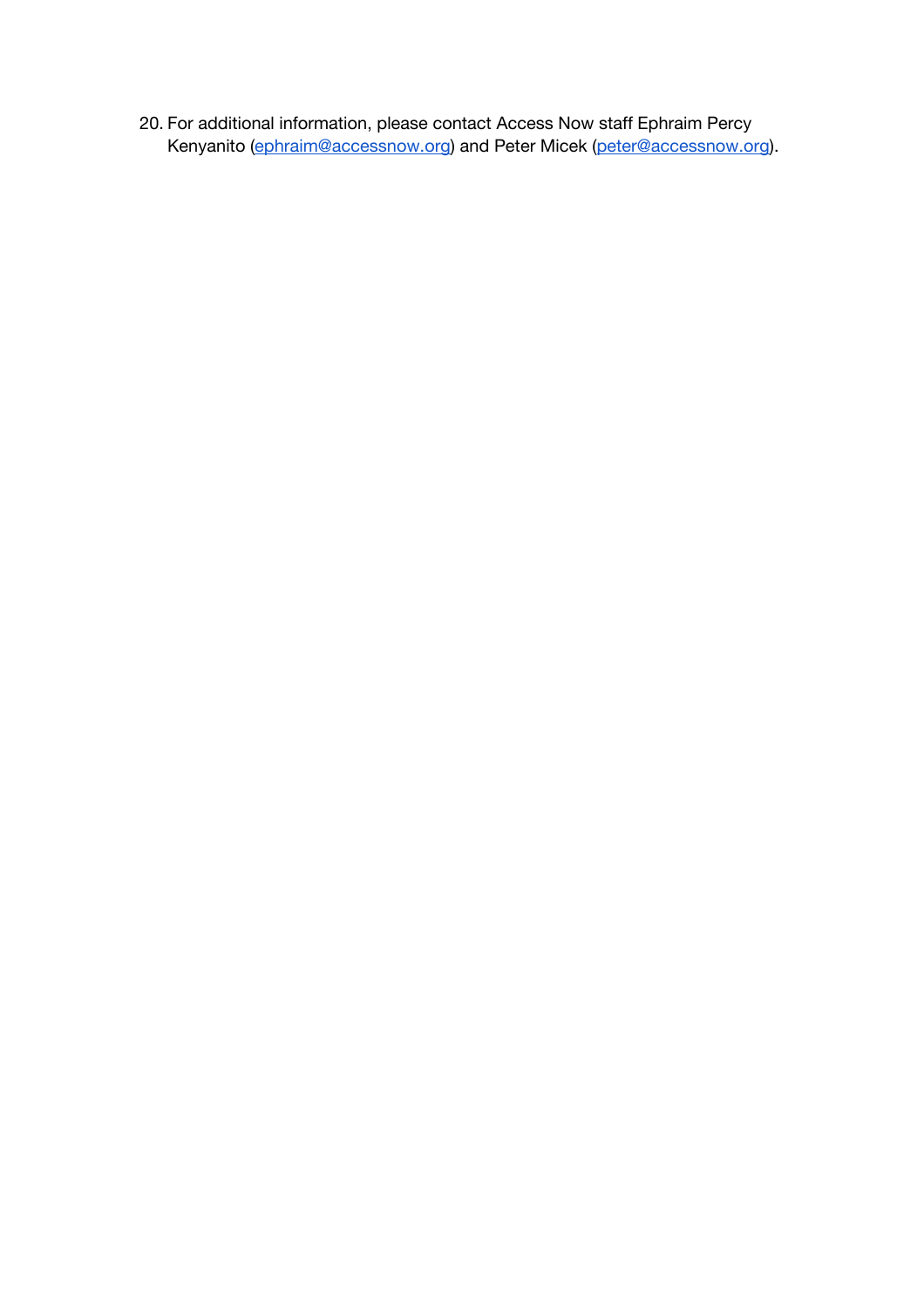20. For additional information, please contact Access Now staff Ephraim Percy Kenyanito (ephraim@accessnow.org) and Peter Micek (peter@accessnow.org).